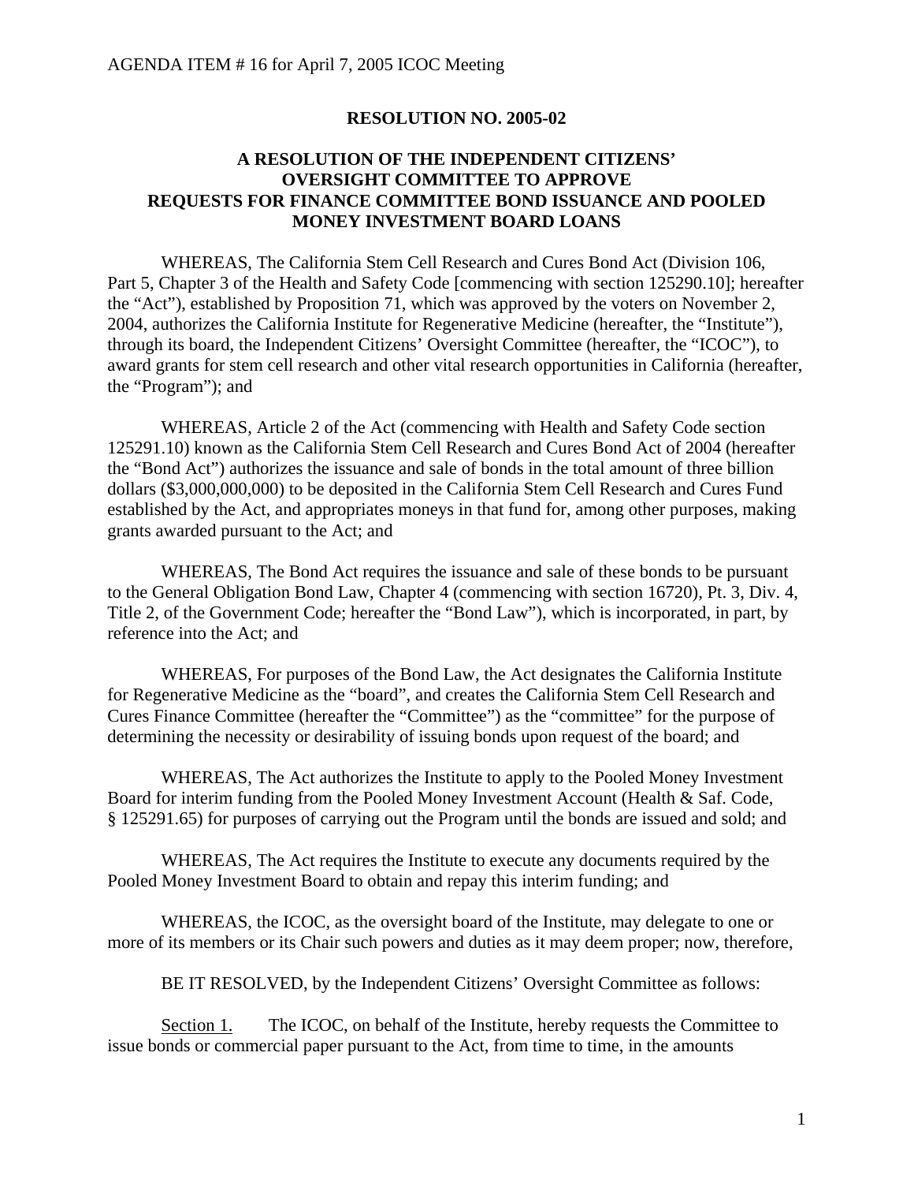AGENDA ITEM # 16 for April 7, 2005 ICOC Meeting

**RESOLUTION NO. 2005-02**

**A RESOLUTION OF THE INDEPENDENT CITIZENS' OVERSIGHT COMMITTEE TO APPROVE REQUESTS FOR FINANCE COMMITTEE BOND ISSUANCE AND POOLED MONEY INVESTMENT BOARD LOANS**

WHEREAS, The California Stem Cell Research and Cures Bond Act (Division 106, Part 5, Chapter 3 of the Health and Safety Code [commencing with section 125290.10]; hereafter the "Act"), established by Proposition 71, which was approved by the voters on November 2, 2004, authorizes the California Institute for Regenerative Medicine (hereafter, the "Institute"), through its board, the Independent Citizens' Oversight Committee (hereafter, the "ICOC"), to award grants for stem cell research and other vital research opportunities in California (hereafter, the "Program"); and

WHEREAS, Article 2 of the Act (commencing with Health and Safety Code section 125291.10) known as the California Stem Cell Research and Cures Bond Act of 2004 (hereafter the "Bond Act") authorizes the issuance and sale of bonds in the total amount of three billion dollars ($3,000,000,000) to be deposited in the California Stem Cell Research and Cures Fund established by the Act, and appropriates moneys in that fund for, among other purposes, making grants awarded pursuant to the Act; and

WHEREAS, The Bond Act requires the issuance and sale of these bonds to be pursuant to the General Obligation Bond Law, Chapter 4 (commencing with section 16720), Pt. 3, Div. 4, Title 2, of the Government Code; hereafter the "Bond Law"), which is incorporated, in part, by reference into the Act; and

WHEREAS, For purposes of the Bond Law, the Act designates the California Institute for Regenerative Medicine as the "board", and creates the California Stem Cell Research and Cures Finance Committee (hereafter the "Committee") as the "committee" for the purpose of determining the necessity or desirability of issuing bonds upon request of the board; and

WHEREAS, The Act authorizes the Institute to apply to the Pooled Money Investment Board for interim funding from the Pooled Money Investment Account (Health & Saf. Code, § 125291.65) for purposes of carrying out the Program until the bonds are issued and sold; and

WHEREAS, The Act requires the Institute to execute any documents required by the Pooled Money Investment Board to obtain and repay this interim funding; and

WHEREAS, the ICOC, as the oversight board of the Institute, may delegate to one or more of its members or its Chair such powers and duties as it may deem proper; now, therefore,

BE IT RESOLVED, by the Independent Citizens' Oversight Committee as follows:

Section 1. The ICOC, on behalf of the Institute, hereby requests the Committee to issue bonds or commercial paper pursuant to the Act, from time to time, in the amounts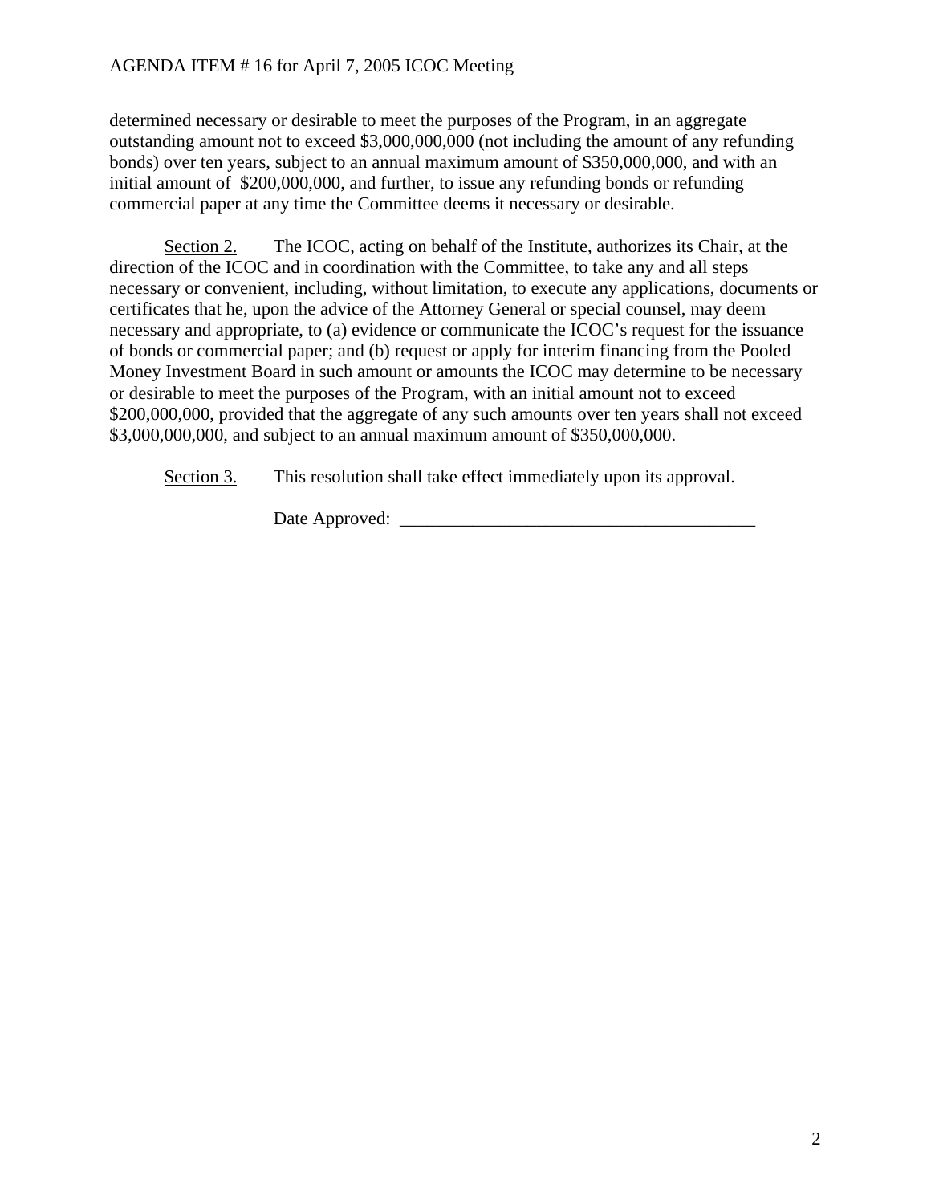determined necessary or desirable to meet the purposes of the Program, in an aggregate outstanding amount not to exceed $3,000,000,000 (not including the amount of any refunding bonds) over ten years, subject to an annual maximum amount of $350,000,000, and with an initial amount of $200,000,000, and further, to issue any refunding bonds or refunding commercial paper at any time the Committee deems it necessary or desirable.

Section 2. The ICOC, acting on behalf of the Institute, authorizes its Chair, at the direction of the ICOC and in coordination with the Committee, to take any and all steps necessary or convenient, including, without limitation, to execute any applications, documents or certificates that he, upon the advice of the Attorney General or special counsel, may deem necessary and appropriate, to (a) evidence or communicate the ICOC's request for the issuance of bonds or commercial paper; and (b) request or apply for interim financing from the Pooled Money Investment Board in such amount or amounts the ICOC may determine to be necessary or desirable to meet the purposes of the Program, with an initial amount not to exceed $200,000,000, provided that the aggregate of any such amounts over ten years shall not exceed $3,000,000,000, and subject to an annual maximum amount of $350,000,000.

Section 3. This resolution shall take effect immediately upon its approval.

Date Approved: _______________________________________